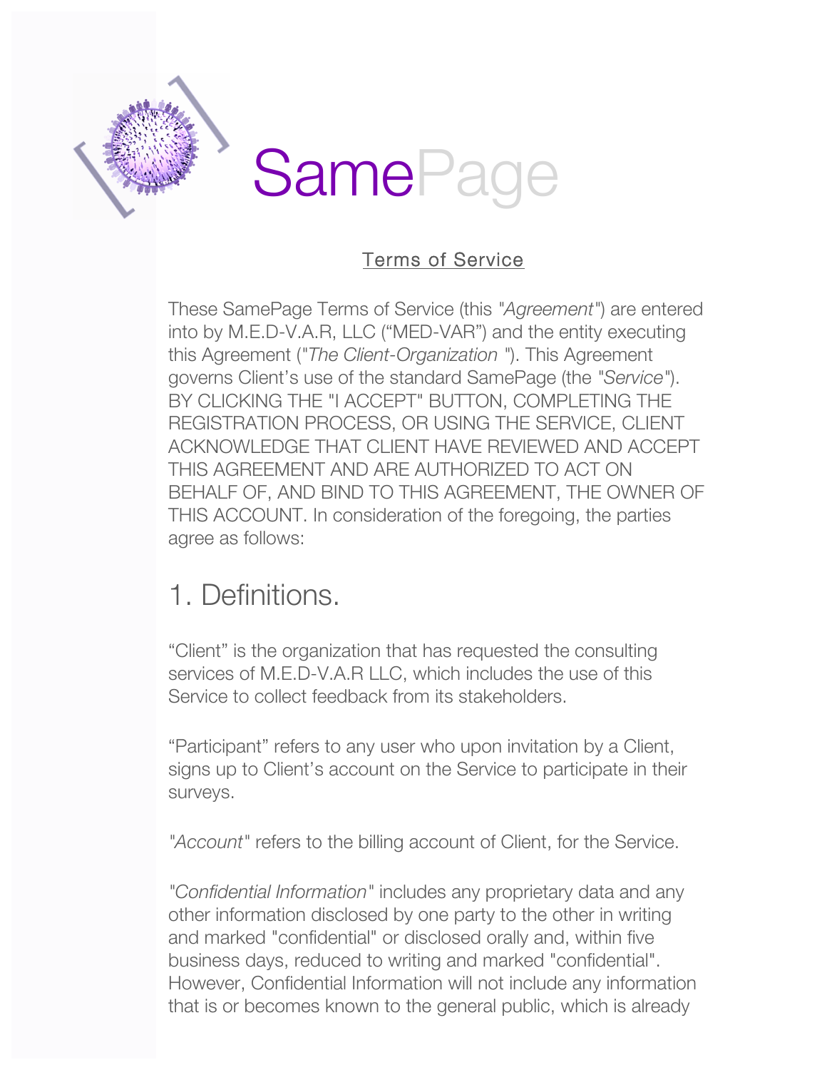# SamePage

## Terms of Service

These SamePage Terms of Service (this "*Agreement*") are entered into by M.E.D-V.A.R, LLC ("MED-VAR") and the entity executing this Agreement ("*The Client-Organization* "). This Agreement governs Client's use of the standard SamePage (the "*Service*"). BY CLICKING THE "I ACCEPT" BUTTON, COMPLETING THE REGISTRATION PROCESS, OR USING THE SERVICE, CLIENT ACKNOWLEDGE THAT CLIENT HAVE REVIEWED AND ACCEPT THIS AGREEMENT AND ARE AUTHORIZED TO ACT ON BEHALF OF, AND BIND TO THIS AGREEMENT, THE OWNER OF THIS ACCOUNT. In consideration of the foregoing, the parties agree as follows:

## 1. Definitions.

"Client" is the organization that has requested the consulting services of M.E.D-V.A.R LLC, which includes the use of this Service to collect feedback from its stakeholders.

"Participant" refers to any user who upon invitation by a Client, signs up to Client's account on the Service to participate in their surveys.

"*Account*" refers to the billing account of Client, for the Service.

"*Confidential Information*" includes any proprietary data and any other information disclosed by one party to the other in writing and marked "confidential" or disclosed orally and, within five business days, reduced to writing and marked "confidential". However, Confidential Information will not include any information that is or becomes known to the general public, which is already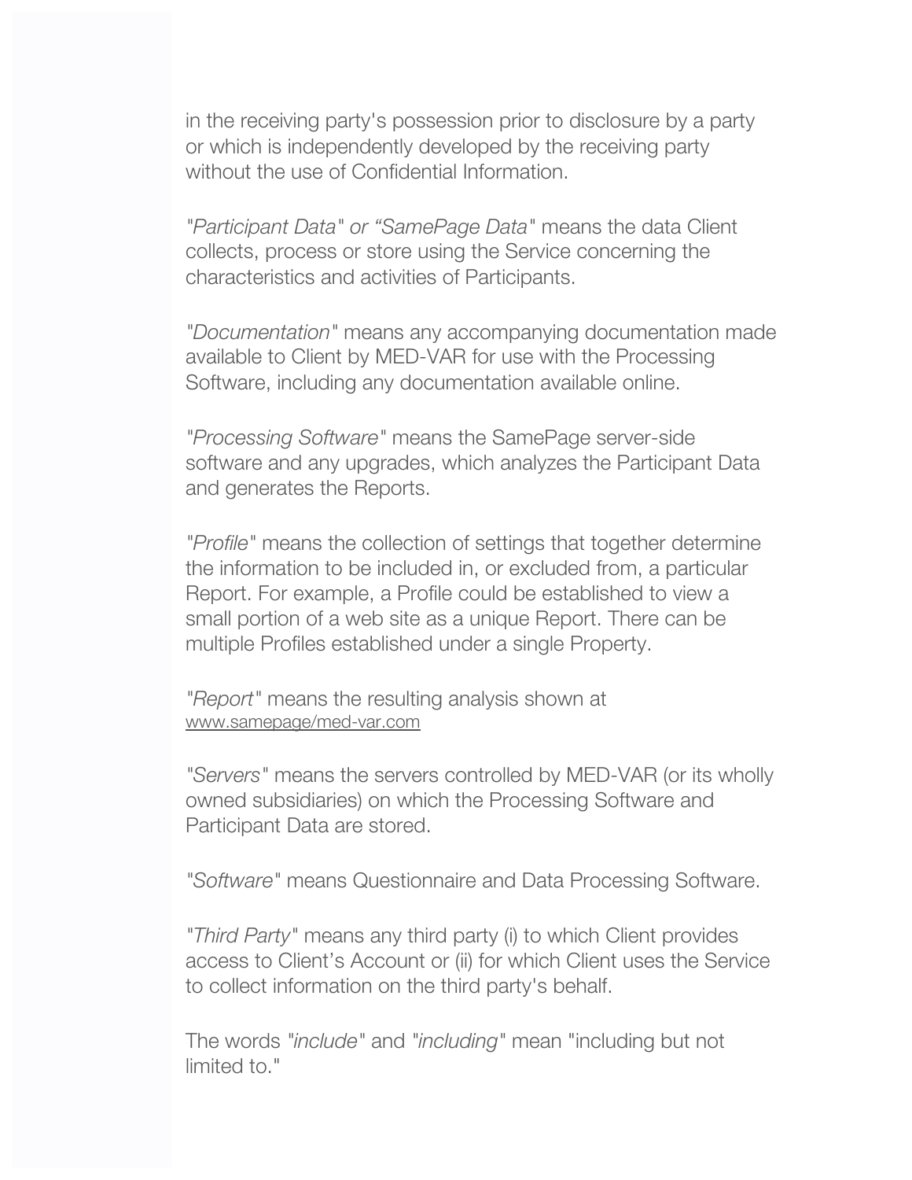in the receiving party's possession prior to disclosure by a party or which is independently developed by the receiving party without the use of Confidential Information.

*"Participant Data" or "SamePage Data"* means the data Client collects, process or store using the Service concerning the characteristics and activities of Participants.

*"Documentation"* means any accompanying documentation made available to Client by MED-VAR for use with the Processing Software, including any documentation available online.

*"Processing Software"* means the SamePage server-side software and any upgrades, which analyzes the Participant Data and generates the Reports.

*"Profile"* means the collection of settings that together determine the information to be included in, or excluded from, a particular Report. For example, a Profile could be established to view a small portion of a web site as a unique Report. There can be multiple Profiles established under a single Property.

*"Report"* means the resulting analysis shown at www.samepage/med-var.com

*"Servers"* means the servers controlled by MED-VAR (or its wholly owned subsidiaries) on which the Processing Software and Participant Data are stored.

*"Software"* means Questionnaire and Data Processing Software.

*"Third Party"* means any third party (i) to which Client provides access to Client's Account or (ii) for which Client uses the Service to collect information on the third party's behalf.

The words *"include"* and *"including"* mean "including but not limited to."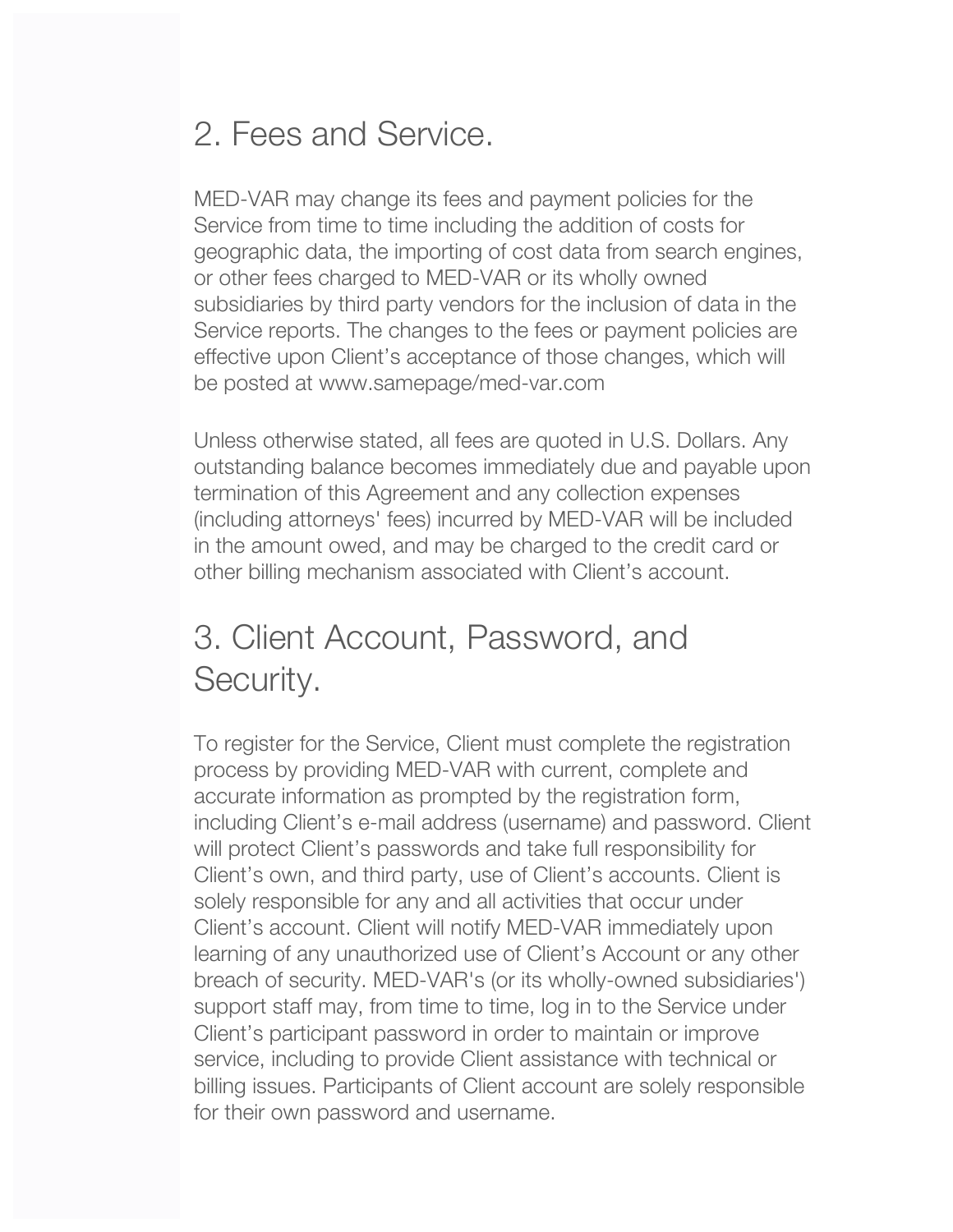## 2. Fees and Service.

MED-VAR may change its fees and payment policies for the Service from time to time including the addition of costs for geographic data, the importing of cost data from search engines, or other fees charged to MED-VAR or its wholly owned subsidiaries by third party vendors for the inclusion of data in the Service reports. The changes to the fees or payment policies are effective upon Client's acceptance of those changes, which will be posted at www.samepage/med-var.com

Unless otherwise stated, all fees are quoted in U.S. Dollars. Any outstanding balance becomes immediately due and payable upon termination of this Agreement and any collection expenses (including attorneys' fees) incurred by MED-VAR will be included in the amount owed, and may be charged to the credit card or other billing mechanism associated with Client's account.

## 3. Client Account, Password, and Security.

To register for the Service, Client must complete the registration process by providing MED-VAR with current, complete and accurate information as prompted by the registration form, including Client's e-mail address (username) and password. Client will protect Client's passwords and take full responsibility for Client's own, and third party, use of Client's accounts. Client is solely responsible for any and all activities that occur under Client's account. Client will notify MED-VAR immediately upon learning of any unauthorized use of Client's Account or any other breach of security. MED-VAR's (or its wholly-owned subsidiaries') support staff may, from time to time, log in to the Service under Client's participant password in order to maintain or improve service, including to provide Client assistance with technical or billing issues. Participants of Client account are solely responsible for their own password and username.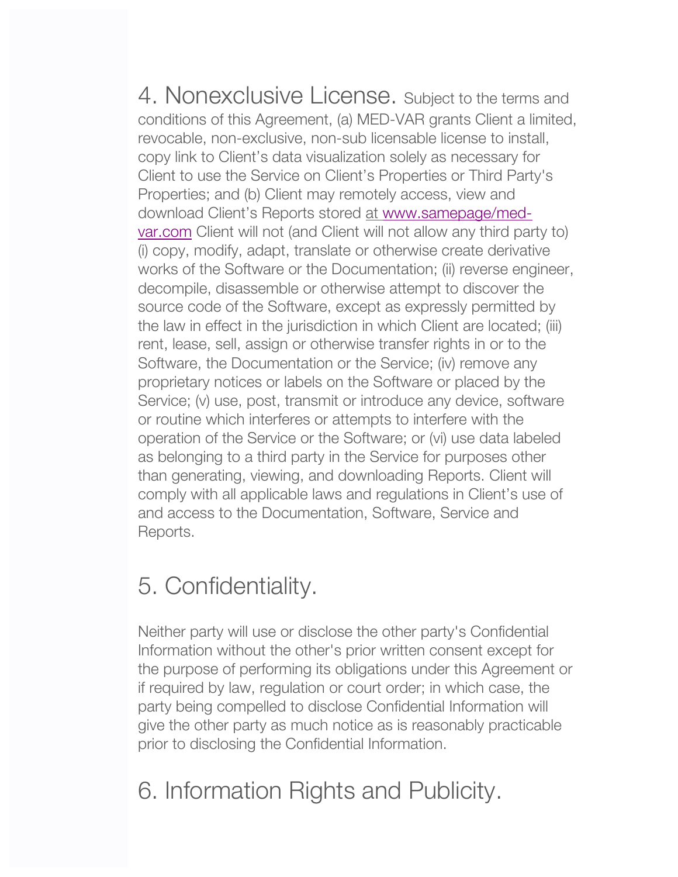## 4. Nonexclusive License.

Subject to the terms and conditions of this Agreement, (a) MED-VAR grants Client a limited, revocable, non-exclusive, non-sub licensable license to install, copy link to Client's data visualization solely as necessary for Client to use the Service on Client's Properties or Third Party's Properties; and (b) Client may remotely access, view and download Client's Reports stored at www.samepage/med-var.com Client will not (and Client will not allow any third party to) (i) copy, modify, adapt, translate or otherwise create derivative works of the Software or the Documentation; (ii) reverse engineer, decompile, disassemble or otherwise attempt to discover the source code of the Software, except as expressly permitted by the law in effect in the jurisdiction in which Client are located; (iii) rent, lease, sell, assign or otherwise transfer rights in or to the Software, the Documentation or the Service; (iv) remove any proprietary notices or labels on the Software or placed by the Service; (v) use, post, transmit or introduce any device, software or routine which interferes or attempts to interfere with the operation of the Service or the Software; or (vi) use data labeled as belonging to a third party in the Service for purposes other than generating, viewing, and downloading Reports. Client will comply with all applicable laws and regulations in Client's use of and access to the Documentation, Software, Service and Reports.

## 5. Confidentiality.

Neither party will use or disclose the other party's Confidential Information without the other's prior written consent except for the purpose of performing its obligations under this Agreement or if required by law, regulation or court order; in which case, the party being compelled to disclose Confidential Information will give the other party as much notice as is reasonably practicable prior to disclosing the Confidential Information.

## 6. Information Rights and Publicity.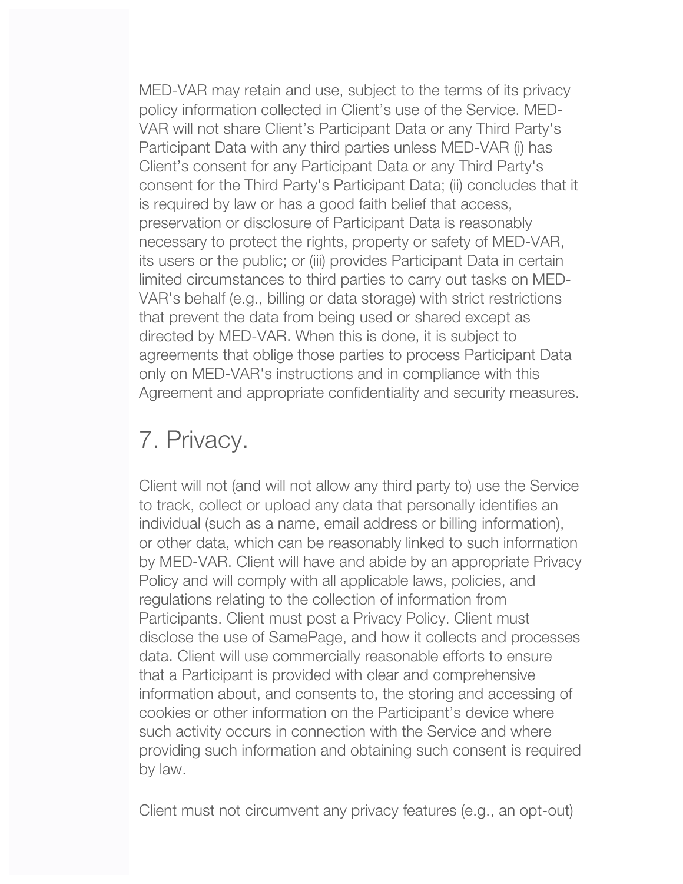MED-VAR may retain and use, subject to the terms of its privacy policy information collected in Client's use of the Service. MED-VAR will not share Client's Participant Data or any Third Party's Participant Data with any third parties unless MED-VAR (i) has Client's consent for any Participant Data or any Third Party's consent for the Third Party's Participant Data; (ii) concludes that it is required by law or has a good faith belief that access, preservation or disclosure of Participant Data is reasonably necessary to protect the rights, property or safety of MED-VAR, its users or the public; or (iii) provides Participant Data in certain limited circumstances to third parties to carry out tasks on MED-VAR's behalf (e.g., billing or data storage) with strict restrictions that prevent the data from being used or shared except as directed by MED-VAR. When this is done, it is subject to agreements that oblige those parties to process Participant Data only on MED-VAR's instructions and in compliance with this Agreement and appropriate confidentiality and security measures.

# 7. Privacy.

Client will not (and will not allow any third party to) use the Service to track, collect or upload any data that personally identifies an individual (such as a name, email address or billing information), or other data, which can be reasonably linked to such information by MED-VAR. Client will have and abide by an appropriate Privacy Policy and will comply with all applicable laws, policies, and regulations relating to the collection of information from Participants. Client must post a Privacy Policy. Client must disclose the use of SamePage, and how it collects and processes data. Client will use commercially reasonable efforts to ensure that a Participant is provided with clear and comprehensive information about, and consents to, the storing and accessing of cookies or other information on the Participant's device where such activity occurs in connection with the Service and where providing such information and obtaining such consent is required by law.

Client must not circumvent any privacy features (e.g., an opt-out)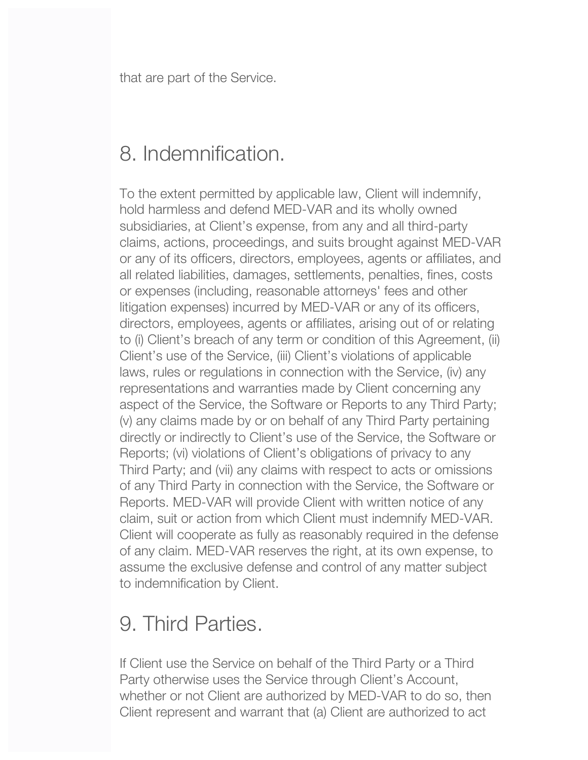that are part of the Service.

## 8. Indemnification.

To the extent permitted by applicable law, Client will indemnify, hold harmless and defend MED-VAR and its wholly owned subsidiaries, at Client's expense, from any and all third-party claims, actions, proceedings, and suits brought against MED-VAR or any of its officers, directors, employees, agents or affiliates, and all related liabilities, damages, settlements, penalties, fines, costs or expenses (including, reasonable attorneys' fees and other litigation expenses) incurred by MED-VAR or any of its officers, directors, employees, agents or affiliates, arising out of or relating to (i) Client's breach of any term or condition of this Agreement, (ii) Client's use of the Service, (iii) Client's violations of applicable laws, rules or regulations in connection with the Service, (iv) any representations and warranties made by Client concerning any aspect of the Service, the Software or Reports to any Third Party; (v) any claims made by or on behalf of any Third Party pertaining directly or indirectly to Client's use of the Service, the Software or Reports; (vi) violations of Client's obligations of privacy to any Third Party; and (vii) any claims with respect to acts or omissions of any Third Party in connection with the Service, the Software or Reports. MED-VAR will provide Client with written notice of any claim, suit or action from which Client must indemnify MED-VAR. Client will cooperate as fully as reasonably required in the defense of any claim. MED-VAR reserves the right, at its own expense, to assume the exclusive defense and control of any matter subject to indemnification by Client.

## 9. Third Parties.

If Client use the Service on behalf of the Third Party or a Third Party otherwise uses the Service through Client's Account, whether or not Client are authorized by MED-VAR to do so, then Client represent and warrant that (a) Client are authorized to act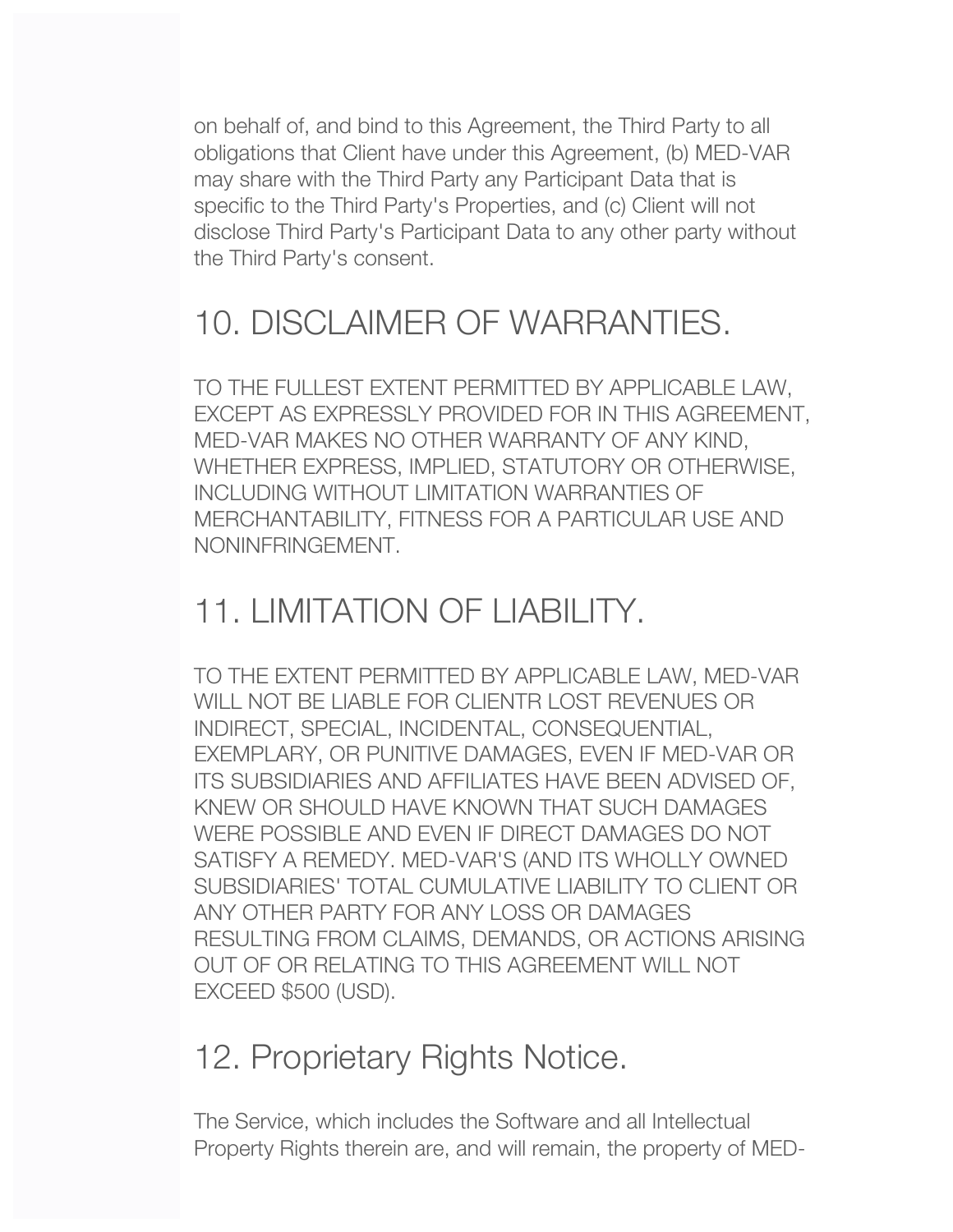on behalf of, and bind to this Agreement, the Third Party to all obligations that Client have under this Agreement, (b) MED-VAR may share with the Third Party any Participant Data that is specific to the Third Party's Properties, and (c) Client will not disclose Third Party's Participant Data to any other party without the Third Party's consent.

## 10. DISCLAIMER OF WARRANTIES.

TO THE FULLEST EXTENT PERMITTED BY APPLICABLE LAW, EXCEPT AS EXPRESSLY PROVIDED FOR IN THIS AGREEMENT, MED-VAR MAKES NO OTHER WARRANTY OF ANY KIND, WHETHER EXPRESS, IMPLIED, STATUTORY OR OTHERWISE, INCLUDING WITHOUT LIMITATION WARRANTIES OF MERCHANTABILITY, FITNESS FOR A PARTICULAR USE AND NONINFRINGEMENT.

## 11. LIMITATION OF LIABILITY.

TO THE EXTENT PERMITTED BY APPLICABLE LAW, MED-VAR WILL NOT BE LIABLE FOR CLIENTR LOST REVENUES OR INDIRECT, SPECIAL, INCIDENTAL, CONSEQUENTIAL, EXEMPLARY, OR PUNITIVE DAMAGES, EVEN IF MED-VAR OR ITS SUBSIDIARIES AND AFFILIATES HAVE BEEN ADVISED OF, KNEW OR SHOULD HAVE KNOWN THAT SUCH DAMAGES WERE POSSIBLE AND EVEN IF DIRECT DAMAGES DO NOT SATISFY A REMEDY. MED-VAR'S (AND ITS WHOLLY OWNED SUBSIDIARIES' TOTAL CUMULATIVE LIABILITY TO CLIENT OR ANY OTHER PARTY FOR ANY LOSS OR DAMAGES RESULTING FROM CLAIMS, DEMANDS, OR ACTIONS ARISING OUT OF OR RELATING TO THIS AGREEMENT WILL NOT EXCEED $500 (USD).

## 12. Proprietary Rights Notice.

The Service, which includes the Software and all Intellectual Property Rights therein are, and will remain, the property of MED-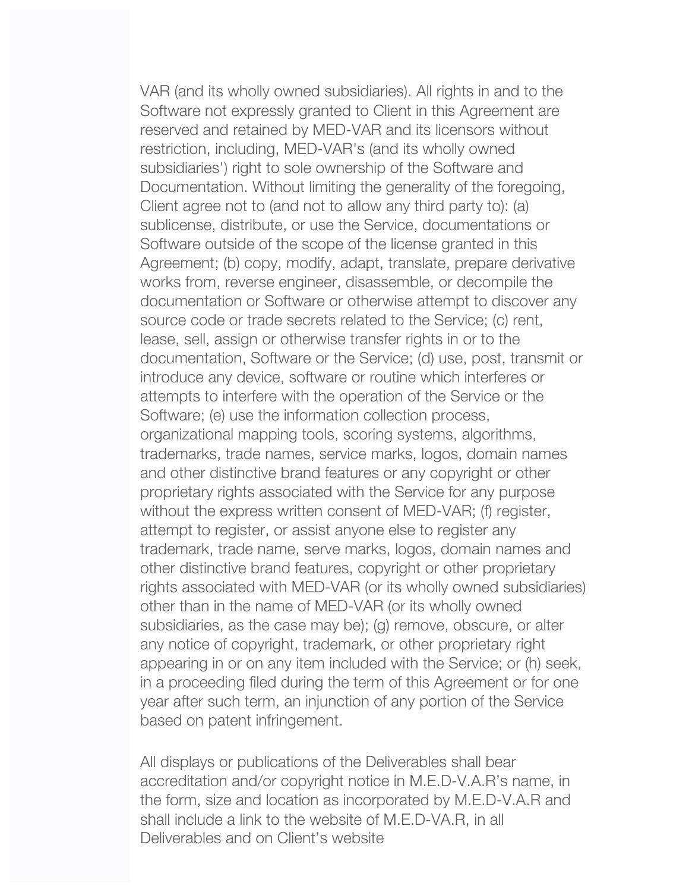VAR (and its wholly owned subsidiaries). All rights in and to the Software not expressly granted to Client in this Agreement are reserved and retained by MED-VAR and its licensors without restriction, including, MED-VAR's (and its wholly owned subsidiaries') right to sole ownership of the Software and Documentation. Without limiting the generality of the foregoing, Client agree not to (and not to allow any third party to): (a) sublicense, distribute, or use the Service, documentations or Software outside of the scope of the license granted in this Agreement; (b) copy, modify, adapt, translate, prepare derivative works from, reverse engineer, disassemble, or decompile the documentation or Software or otherwise attempt to discover any source code or trade secrets related to the Service; (c) rent, lease, sell, assign or otherwise transfer rights in or to the documentation, Software or the Service; (d) use, post, transmit or introduce any device, software or routine which interferes or attempts to interfere with the operation of the Service or the Software; (e) use the information collection process, organizational mapping tools, scoring systems, algorithms, trademarks, trade names, service marks, logos, domain names and other distinctive brand features or any copyright or other proprietary rights associated with the Service for any purpose without the express written consent of MED-VAR; (f) register, attempt to register, or assist anyone else to register any trademark, trade name, serve marks, logos, domain names and other distinctive brand features, copyright or other proprietary rights associated with MED-VAR (or its wholly owned subsidiaries) other than in the name of MED-VAR (or its wholly owned subsidiaries, as the case may be); (g) remove, obscure, or alter any notice of copyright, trademark, or other proprietary right appearing in or on any item included with the Service; or (h) seek, in a proceeding filed during the term of this Agreement or for one year after such term, an injunction of any portion of the Service based on patent infringement.

All displays or publications of the Deliverables shall bear accreditation and/or copyright notice in M.E.D-V.A.R's name, in the form, size and location as incorporated by M.E.D-V.A.R and shall include a link to the website of M.E.D-VA.R, in all Deliverables and on Client's website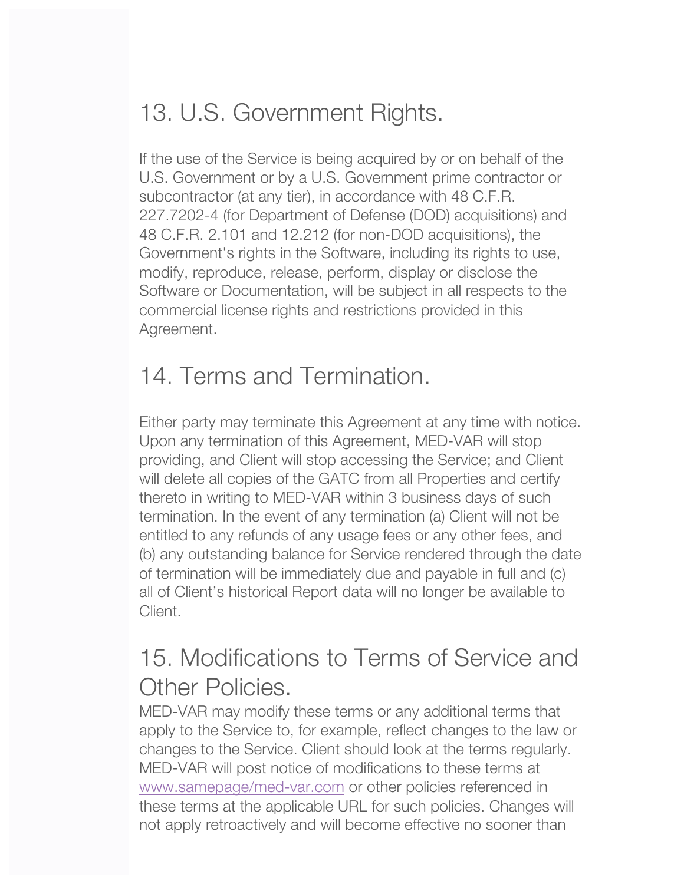## 13. U.S. Government Rights.

If the use of the Service is being acquired by or on behalf of the U.S. Government or by a U.S. Government prime contractor or subcontractor (at any tier), in accordance with 48 C.F.R. 227.7202-4 (for Department of Defense (DOD) acquisitions) and 48 C.F.R. 2.101 and 12.212 (for non-DOD acquisitions), the Government's rights in the Software, including its rights to use, modify, reproduce, release, perform, display or disclose the Software or Documentation, will be subject in all respects to the commercial license rights and restrictions provided in this Agreement.

## 14. Terms and Termination.

Either party may terminate this Agreement at any time with notice. Upon any termination of this Agreement, MED-VAR will stop providing, and Client will stop accessing the Service; and Client will delete all copies of the GATC from all Properties and certify thereto in writing to MED-VAR within 3 business days of such termination. In the event of any termination (a) Client will not be entitled to any refunds of any usage fees or any other fees, and (b) any outstanding balance for Service rendered through the date of termination will be immediately due and payable in full and (c) all of Client's historical Report data will no longer be available to Client.

## 15. Modifications to Terms of Service and Other Policies.

MED-VAR may modify these terms or any additional terms that apply to the Service to, for example, reflect changes to the law or changes to the Service. Client should look at the terms regularly. MED-VAR will post notice of modifications to these terms at [www.samepage/med-var.com](www.samepage/med-var.com) or other policies referenced in these terms at the applicable URL for such policies. Changes will not apply retroactively and will become effective no sooner than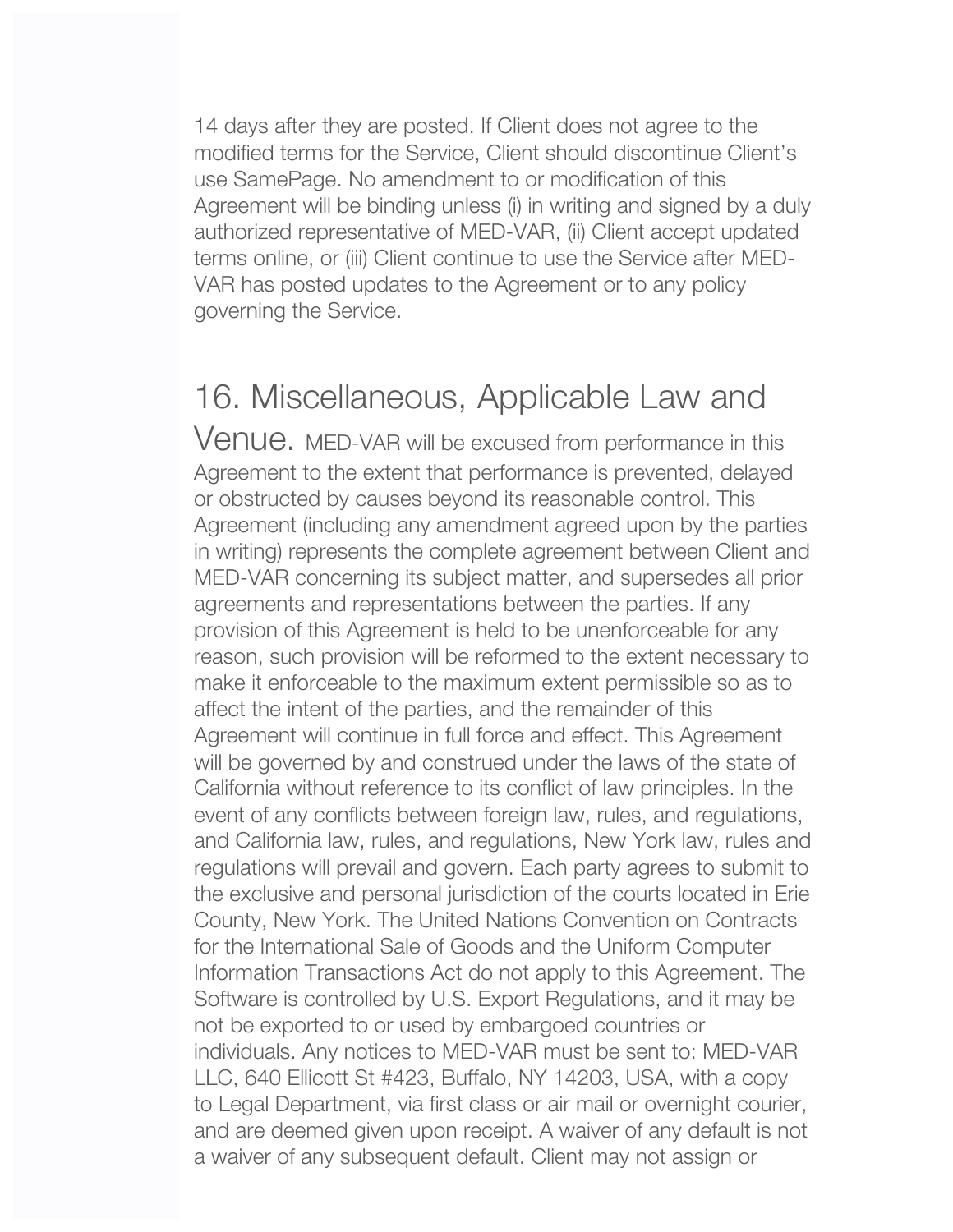14 days after they are posted. If Client does not agree to the modified terms for the Service, Client should discontinue Client's use SamePage. No amendment to or modification of this Agreement will be binding unless (i) in writing and signed by a duly authorized representative of MED-VAR, (ii) Client accept updated terms online, or (iii) Client continue to use the Service after MED-VAR has posted updates to the Agreement or to any policy governing the Service.

## 16. Miscellaneous, Applicable Law and Venue.

MED-VAR will be excused from performance in this Agreement to the extent that performance is prevented, delayed or obstructed by causes beyond its reasonable control. This Agreement (including any amendment agreed upon by the parties in writing) represents the complete agreement between Client and MED-VAR concerning its subject matter, and supersedes all prior agreements and representations between the parties. If any provision of this Agreement is held to be unenforceable for any reason, such provision will be reformed to the extent necessary to make it enforceable to the maximum extent permissible so as to affect the intent of the parties, and the remainder of this Agreement will continue in full force and effect. This Agreement will be governed by and construed under the laws of the state of California without reference to its conflict of law principles. In the event of any conflicts between foreign law, rules, and regulations, and California law, rules, and regulations, New York law, rules and regulations will prevail and govern. Each party agrees to submit to the exclusive and personal jurisdiction of the courts located in Erie County, New York. The United Nations Convention on Contracts for the International Sale of Goods and the Uniform Computer Information Transactions Act do not apply to this Agreement. The Software is controlled by U.S. Export Regulations, and it may be not be exported to or used by embargoed countries or individuals. Any notices to MED-VAR must be sent to: MED-VAR LLC, 640 Ellicott St #423, Buffalo, NY 14203, USA, with a copy to Legal Department, via first class or air mail or overnight courier, and are deemed given upon receipt. A waiver of any default is not a waiver of any subsequent default. Client may not assign or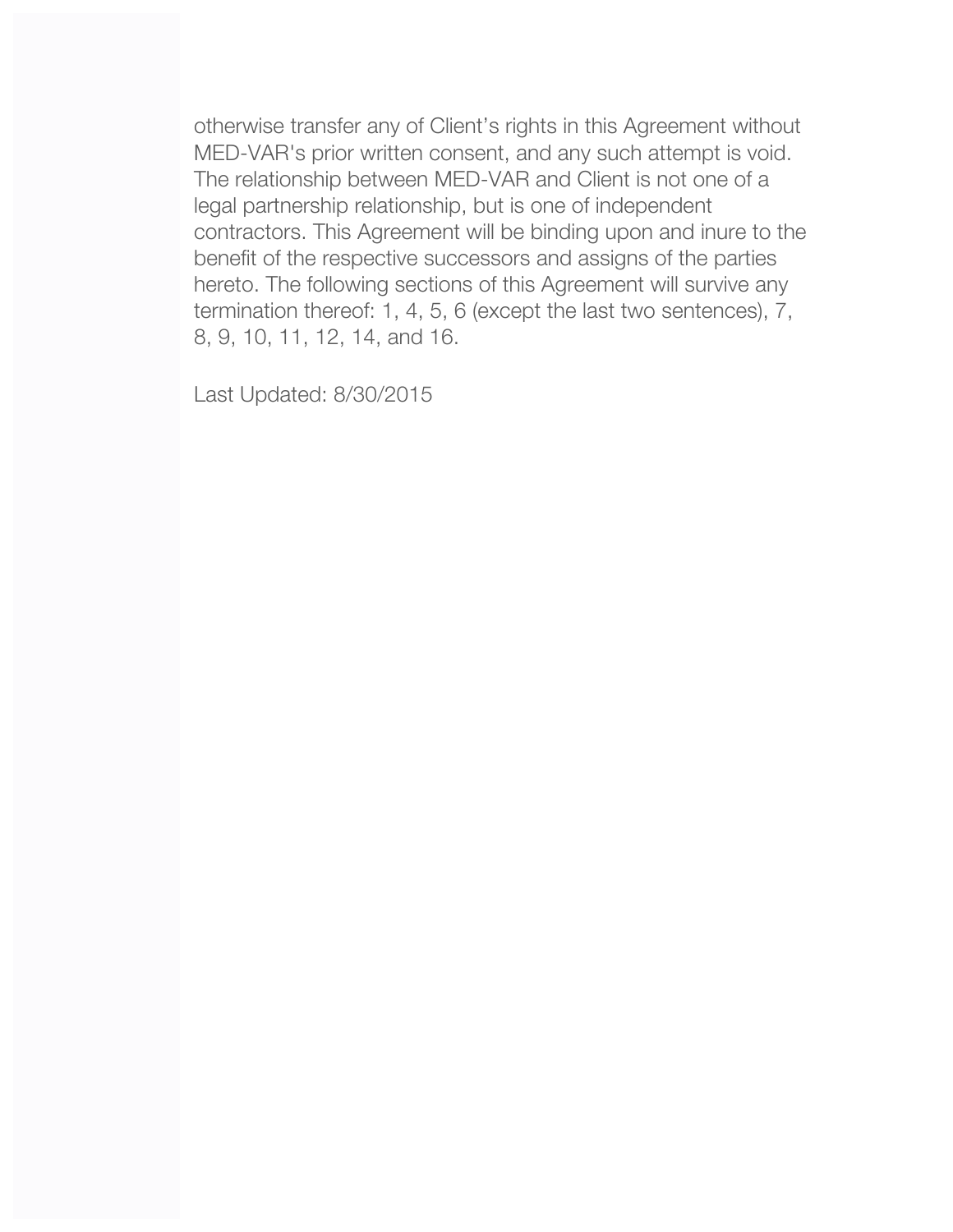otherwise transfer any of Client's rights in this Agreement without MED-VAR's prior written consent, and any such attempt is void. The relationship between MED-VAR and Client is not one of a legal partnership relationship, but is one of independent contractors. This Agreement will be binding upon and inure to the benefit of the respective successors and assigns of the parties hereto. The following sections of this Agreement will survive any termination thereof: 1, 4, 5, 6 (except the last two sentences), 7, 8, 9, 10, 11, 12, 14, and 16.

Last Updated: 8/30/2015